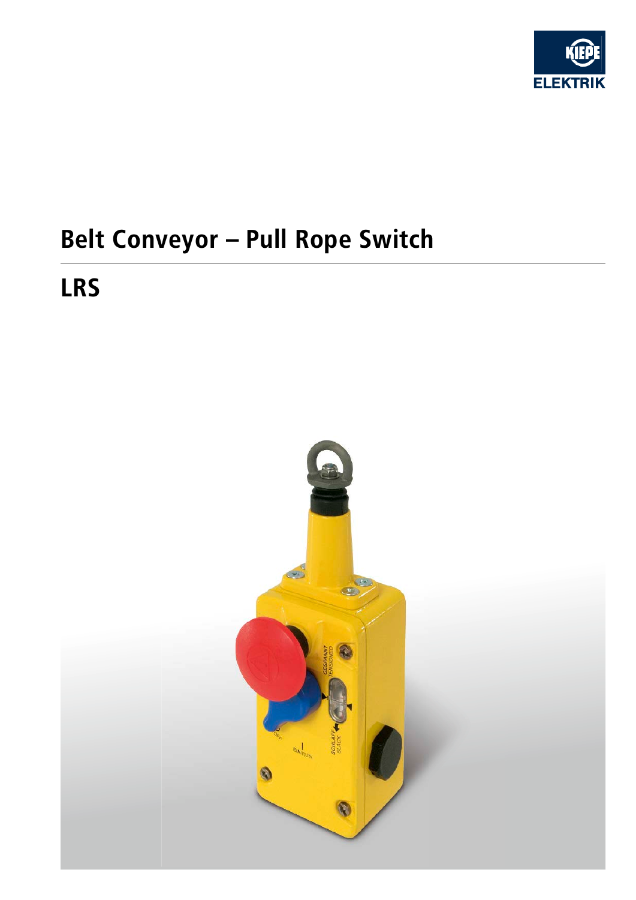# Belt Conveyor – Pull Rope Switch

## LRS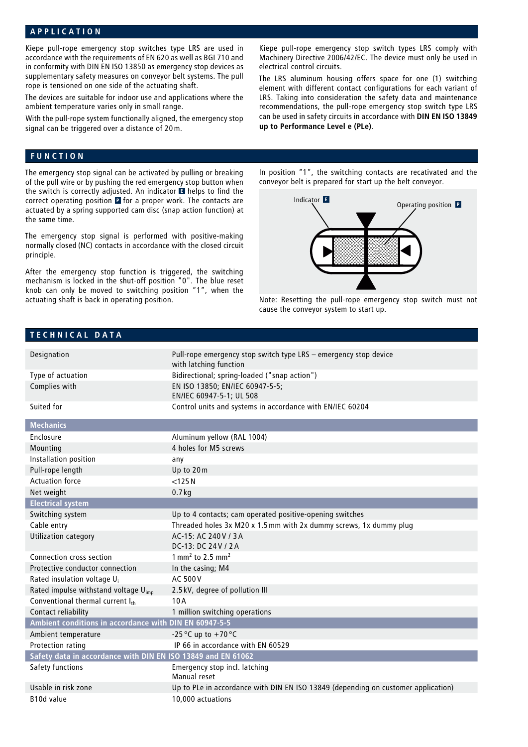## APPLICATION

Kiepe pull-rope emergency stop switches type LRS are used in accordance with the requirements of EN 620 as well as BGI 710 and in conformity with DIN EN ISO 13850 as emergency stop devices as supplementary safety measures on conveyor belt systems. The pull rope is tensioned on one side of the actuating shaft.

The devices are suitable for indoor use and applications where the ambient temperature varies only in small range.

With the pull-rope system functionally aligned, the emergency stop signal can be triggered over a distance of 20 m.

Kiepe pull-rope emergency stop switch types LRS comply with Machinery Directive 2006/42/EC. The device must only be used in electrical control circuits.

The LRS aluminum housing offers space for one (1) switching element with different contact configurations for each variant of LRS. Taking into consideration the safety data and maintenance recommendations, the pull-rope emergency stop switch type LRS can be used in safety circuits in accordance with **DIN EN ISO 13849 up to Performance Level e (PLe)**.

## FUNCTION

The emergency stop signal can be activated by pulling or breaking of the pull wire or by pushing the red emergency stop button when the switch is correctly adjusted. An indicator **E** helps to find the correct operating position **P** for a proper work. The contacts are actuated by a spring supported cam disc (snap action function) at the same time.

The emergency stop signal is performed with positive-making normally closed (NC) contacts in accordance with the closed circuit principle.

After the emergency stop function is triggered, the switching mechanism is locked in the shut-off position "0". The blue reset knob can only be moved to switching position "1", when the actuating shaft is back in operating position.

In position "1", the switching contacts are recativated and the conveyor belt is prepared for start up the belt conveyor.

Indicator **E** Operating position **P**

Note: Resetting the pull-rope emergency stop switch must not cause the conveyor system to start up.

## TECHNICAL DATA

| | |
|---|---|
| Designation | Pull-rope emergency stop switch type LRS – emergency stop device with latching function |
| Type of actuation | Bidirectional; spring-loaded ("snap action") |
| Complies with | EN ISO 13850; EN/IEC 60947-5-5; EN/IEC 60947-5-1; UL 508 |
| Suited for | Control units and systems in accordance with EN/IEC 60204 |
| **Mechanics** | |
| Enclosure | Aluminum yellow (RAL 1004) |
| Mounting | 4 holes for M5 screws |
| Installation position | any |
| Pull-rope length | Up to 20 m |
| Actuation force | <125 N |
| Net weight | 0.7 kg |
| **Electrical system** | |
| Switching system | Up to 4 contacts; cam operated positive-opening switches |
| Cable entry | Threaded holes 3x M20 x 1.5 mm with 2x dummy screws, 1x dummy plug |
| Utilization category | AC-15: AC 240 V / 3 A<br>DC-13: DC 24 V / 2 A |
| Connection cross section | 1 $mm^2$ to 2.5 $mm^2$ |
| Protective conductor connection | In the casing; M4 |
| Rated insulation voltage $U_i$ | AC 500 V |
| Rated impulse withstand voltage $U_{imp}$ | 2.5 kV, degree of pollution III |
| Conventional thermal current $I_{th}$ | 10 A |
| Contact reliability | 1 million switching operations |
| **Ambient conditions in accordance with DIN EN 60947-5-5** | |
| Ambient temperature | -25 °C up to +70 °C |
| Protection rating | IP 66 in accordance with EN 60529 |
| **Safety data in accordance with DIN EN ISO 13849 and EN 61062** | |
| Safety functions | Emergency stop incl. latching<br>Manual reset |
| Usable in risk zone | Up to PLe in accordance with DIN EN ISO 13849 (depending on customer application) |
| B10d value | 10,000 actuations |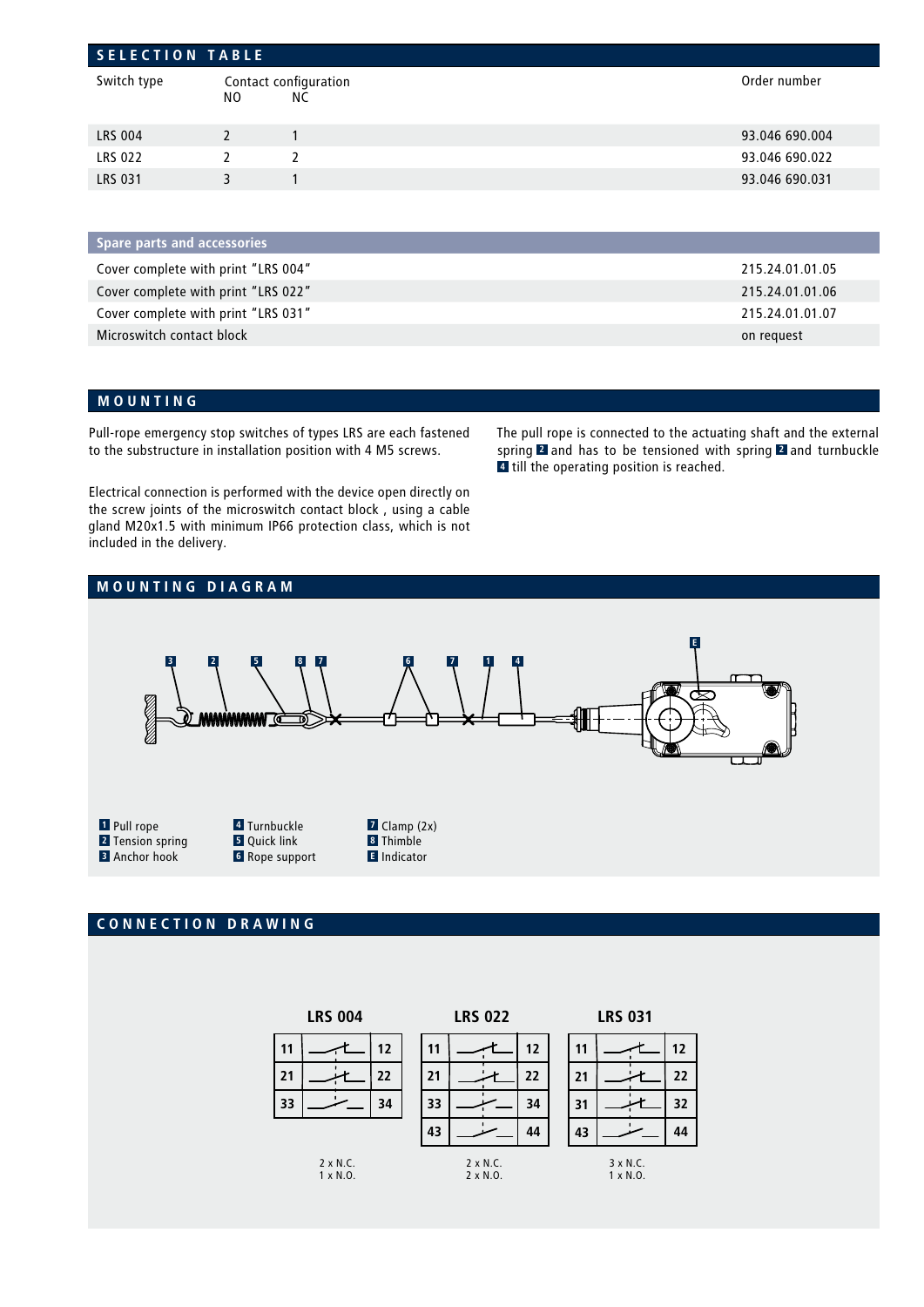## SELECTION TABLE

| Switch type | Contact configuration NO | NC | Order number |
|---|---|---|---|
| LRS 004 | 2 | 1 | 93.046 690.004 |
| LRS 022 | 2 | 2 | 93.046 690.022 |
| LRS 031 | 3 | 1 | 93.046 690.031 |

| Spare parts and accessories | |
|---|---|
| Cover complete with print "LRS 004" | 215.24.01.01.05 |
| Cover complete with print "LRS 022" | 215.24.01.01.06 |
| Cover complete with print "LRS 031" | 215.24.01.01.07 |
| Microswitch contact block | on request |

## MOUNTING

Pull-rope emergency stop switches of types LRS are each fastened to the substructure in installation position with 4 M5 screws.

Electrical connection is performed with the device open directly on the screw joints of the microswitch contact block , using a cable gland M20x1.5 with minimum IP66 protection class, which is not included in the delivery.

The pull rope is connected to the actuating shaft and the external spring 2 and has to be tensioned with spring 2 and turnbuckle 4 till the operating position is reached.

## MOUNTING DIAGRAM

1 Pull rope
2 Tension spring
3 Anchor hook
4 Turnbuckle
5 Quick link
6 Rope support
7 Clamp (2x)
8 Thimble
E Indicator

## CONNECTION DRAWING

**LRS 004**

| | | |
|---|---|---|
| 11 | NC | 12 |
| 21 | NC | 22 |
| 33 | NO | 34 |

2 x N.C.
1 x N.O.

**LRS 022**

| | | |
|---|---|---|
| 11 | NC | 12 |
| 21 | NC | 22 |
| 33 | NO | 34 |
| 43 | NO | 44 |

2 x N.C.
2 x N.O.

**LRS 031**

| | | |
|---|---|---|
| 11 | NC | 12 |
| 21 | NC | 22 |
| 31 | NC | 32 |
| 43 | NO | 44 |

3 x N.C.
1 x N.O.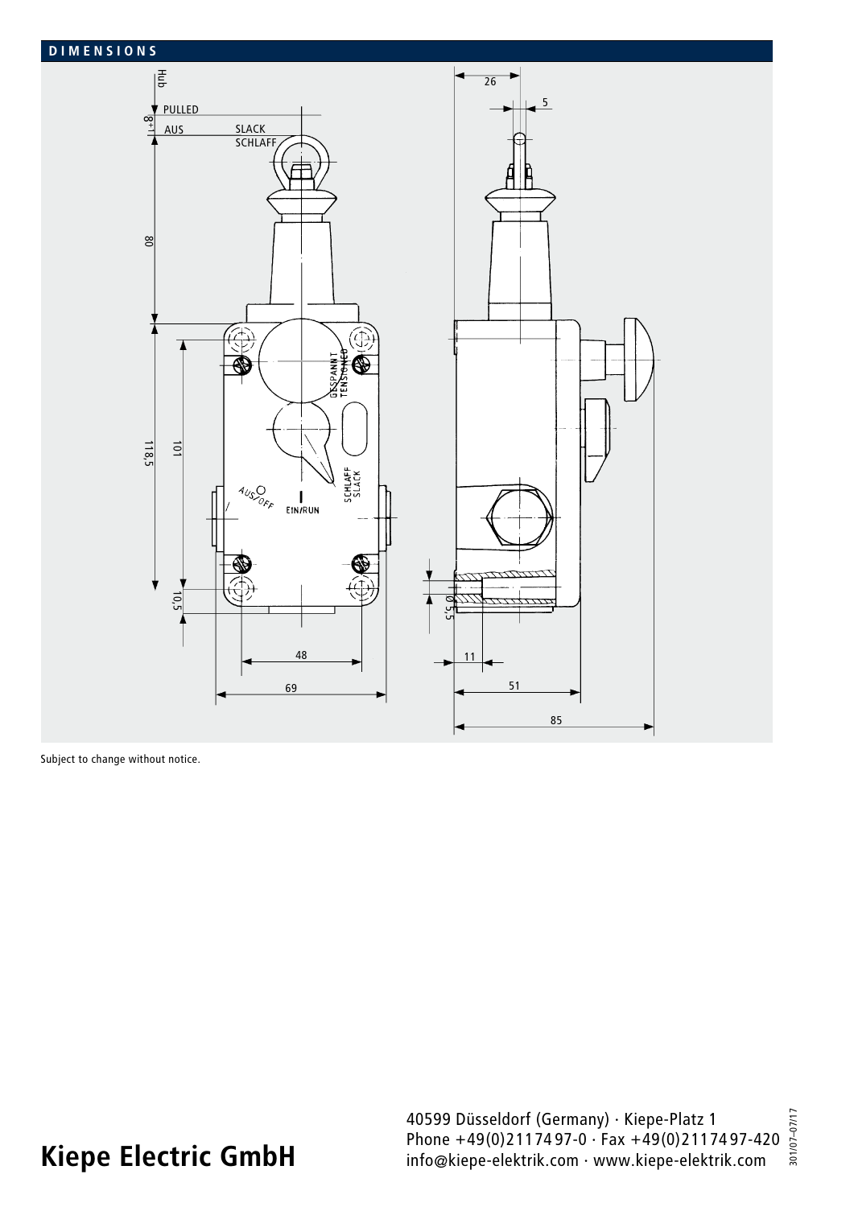## DIMENSIONS

Hub
PULLED
8±1
AUS
SLACK
SCHLAFF
80
118,5
101
10,5
GESPANNT
TENSIONED
SCHLAFF
SLACK
AUS/OFF
EIN/RUN
48
69
26
5
Ø 5,5
11
51
85

Subject to change without notice.

**Kiepe Electric GmbH**

40599 Düsseldorf (Germany) · Kiepe-Platz 1
Phone +49(0)211 74 97-0 · Fax +49(0)211 74 97-420
info@kiepe-elektrik.com · www.kiepe-elektrik.com

301/07–07/17